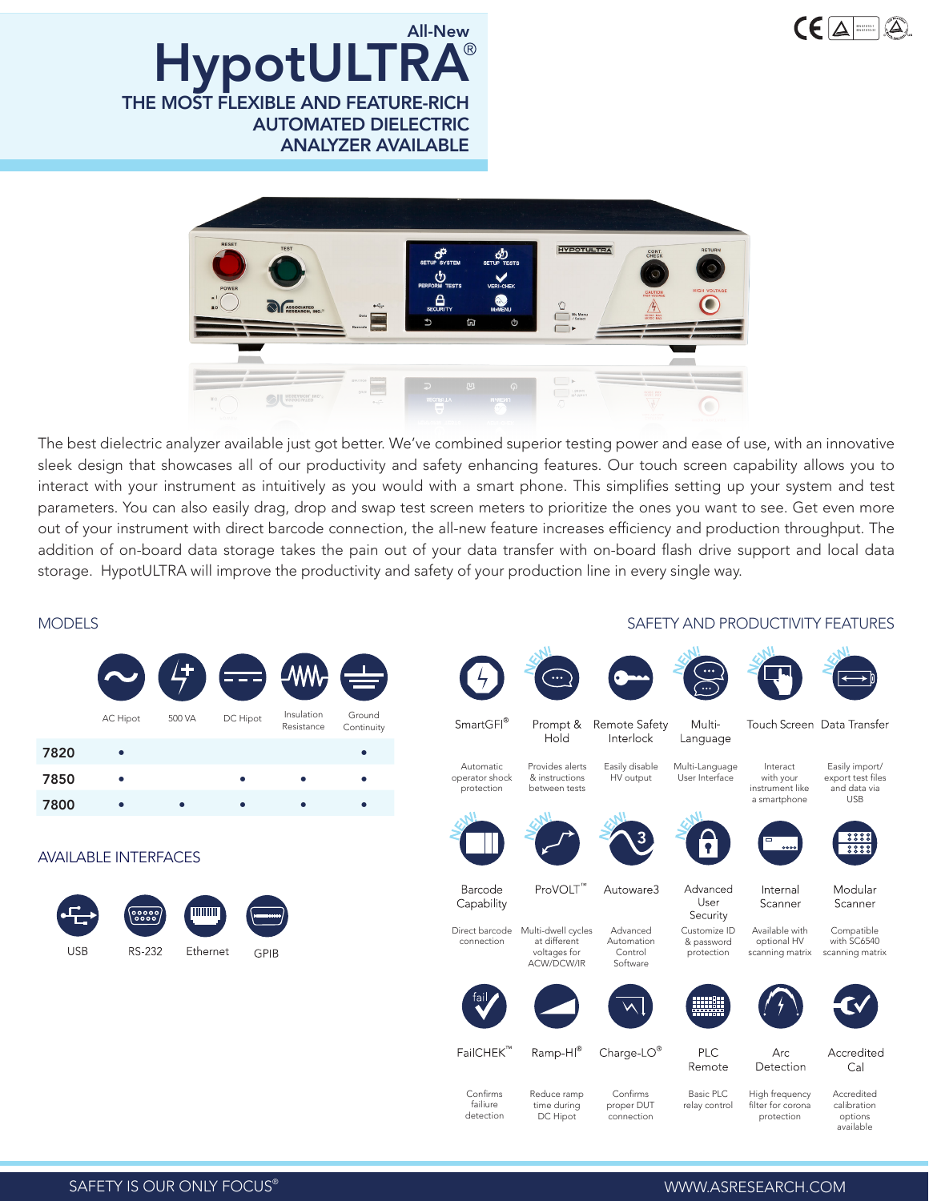All-New

# HypotULTRA®

## THE MOST FLEXIBLE AND FEATURE-RICH AUTOMATED DIELECTRIC ANALYZER AVAILABLE

The best dielectric analyzer available just got better. We've combined superior testing power and ease of use, with an innovative sleek design that showcases all of our productivity and safety enhancing features. Our touch screen capability allows you to interact with your instrument as intuitively as you would with a smart phone. This simplifies setting up your system and test parameters. You can also easily drag, drop and swap test screen meters to prioritize the ones you want to see. Get even more out of your instrument with direct barcode connection, the all-new feature increases efficiency and production throughput. The addition of on-board data storage takes the pain out of your data transfer with on-board flash drive support and local data storage. HypotULTRA will improve the productivity and safety of your production line in every single way.

## MODELS

| | AC Hipot | 500 VA | DC Hipot | Insulation Resistance | Ground Continuity |
|---|---|---|---|---|---|
| 7820 | • | | | | • |
| 7850 | • | | • | • | • |
| 7800 | • | • | • | • | • |

## AVAILABLE INTERFACES

- USB
- RS-232
- Ethernet
- GPIB

## SAFETY AND PRODUCTIVITY FEATURES

- **SmartGFI®** – Automatic operator shock protection
- **Prompt & Hold** (NEW) – Provides alerts & instructions between tests
- **Remote Safety Interlock** – Easily disable HV output
- **Multi-Language** (NEW) – Multi-Language User Interface
- **Touch Screen** (NEW) – Interact with your instrument like a smartphone
- **Data Transfer** (NEW) – Easily import/export test files and data via USB
- **Barcode Capability** (NEW) – Direct barcode connection
- **ProVOLT™** (NEW) – Multi-dwell cycles at different voltages for ACW/DCW/IR
- **Autoware3** (NEW) – Advanced Automation Control Software
- **Advanced User Security** (NEW) – Customize ID & password protection
- **Internal Scanner** – Available with optional HV scanning matrix
- **Modular Scanner** – Compatible with SC6540 scanning matrix
- **FailCHEK™** – Confirms failiure detection
- **Ramp-HI®** – Reduce ramp time during DC Hipot
- **Charge-LO®** – Confirms proper DUT connection
- **PLC Remote** – Basic PLC relay control
- **Arc Detection** – High frequency filter for corona protection
- **Accredited Cal** – Accredited calibration options available

SAFETY IS OUR ONLY FOCUS® WWW.ASRESEARCH.COM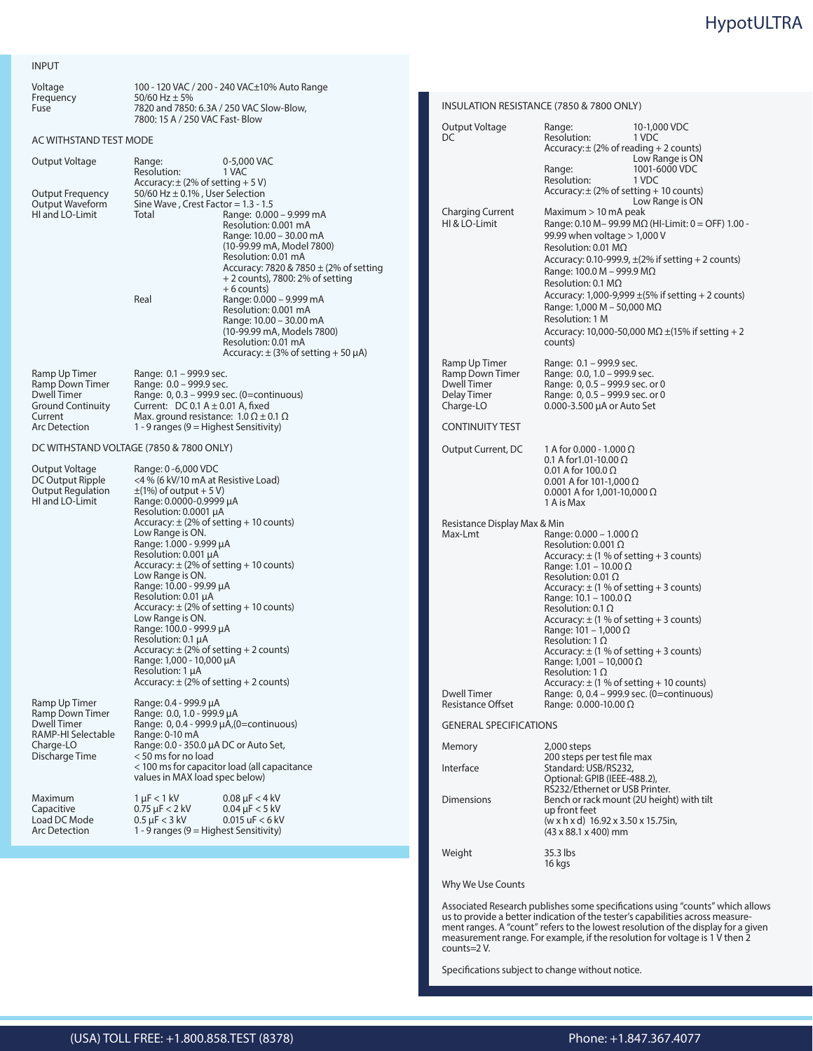## INPUT

| | |
|---|---|
| Voltage | 100 - 120 VAC / 200 - 240 VAC±10% Auto Range |
| Frequency | 50/60 Hz ± 5% |
| Fuse | 7820 and 7850: 6.3A / 250 VAC Slow-Blow, 7800: 15 A / 250 VAC Fast- Blow |

## AC WITHSTAND TEST MODE

| | | |
|---|---|---|
| Output Voltage | Range: | 0-5,000 VAC |
| | Resolution: | 1 VAC |
| | Accuracy: ± (2% of setting + 5 V) | |
| Output Frequency | 50/60 Hz ± 0.1%, User Selection | |
| Output Waveform | Sine Wave, Crest Factor = 1.3 - 1.5 | |
| HI and LO-Limit | Total | Range: 0.000 – 9.999 mA<br>Resolution: 0.001 mA<br>Range: 10.00 – 30.00 mA<br>(10-99.99 mA, Model 7800)<br>Resolution: 0.01 mA<br>Accuracy: 7820 & 7850 ± (2% of setting + 2 counts), 7800: 2% of setting + 6 counts) |
| | Real | Range: 0.000 – 9.999 mA<br>Resolution: 0.001 mA<br>Range: 10.00 – 30.00 mA<br>(10-99.99 mA, Models 7800)<br>Resolution: 0.01 mA<br>Accuracy: ± (3% of setting + 50 µA) |
| Ramp Up Timer | Range: 0.1 – 999.9 sec. | |
| Ramp Down Timer | Range: 0.0 – 999.9 sec. | |
| Dwell Timer | Range: 0, 0.3 – 999.9 sec. (0=continuous) | |
| Ground Continuity Current | Current: DC 0.1 A ± 0.01 A, fixed<br>Max. ground resistance: 1.0 Ω ± 0.1 Ω | |
| Arc Detection | 1 - 9 ranges (9 = Highest Sensitivity) | |

## DC WITHSTAND VOLTAGE (7850 & 7800 ONLY)

| | |
|---|---|
| Output Voltage | Range: 0 -6,000 VDC |
| DC Output Ripple | <4 % (6 kV/10 mA at Resistive Load) |
| Output Regulation | ±(1%) of output + 5 V) |
| HI and LO-Limit | Range: 0.0000-0.9999 µA<br>Resolution: 0.0001 µA<br>Accuracy: ± (2% of setting + 10 counts)<br>Low Range is ON.<br>Range: 1.000 - 9.999 µA<br>Resolution: 0.001 µA<br>Accuracy: ± (2% of setting + 10 counts)<br>Low Range is ON.<br>Range: 10.00 - 99.99 µA<br>Resolution: 0.01 µA<br>Accuracy: ± (2% of setting + 10 counts)<br>Low Range is ON.<br>Range: 100.0 - 999.9 µA<br>Resolution: 0.1 µA<br>Accuracy: ± (2% of setting + 2 counts)<br>Range: 1,000 - 10,000 µA<br>Resolution: 1 µA<br>Accuracy: ± (2% of setting + 2 counts) |
| Ramp Up Timer | Range: 0.4 - 999.9 µA |
| Ramp Down Timer | Range: 0.0, 1.0 - 999.9 µA |
| Dwell Timer | Range: 0, 0.4 - 999.9 µA,(0=continuous) |
| RAMP-HI Selectable | Range: 0-10 mA |
| Charge-LO | Range: 0.0 - 350.0 µA DC or Auto Set, |
| Discharge Time | < 50 ms for no load<br>< 100 ms for capacitor load (all capacitance values in MAX load spec below) |

| | | |
|---|---|---|
| Maximum Capacitive Load DC Mode | 1 µF < 1 kV<br>0.75 µF < 2 kV<br>0.5 µF < 3 kV | 0.08 µF < 4 kV<br>0.04 µF < 5 kV<br>0.015 uF < 6 kV |
| Arc Detection | 1 - 9 ranges (9 = Highest Sensitivity) | |

## INSULATION RESISTANCE (7850 & 7800 ONLY)

| | | |
|---|---|---|
| Output Voltage DC | Range: | 10-1,000 VDC |
| | Resolution: | 1 VDC |
| | Accuracy: ± (2% of reading + 2 counts) Low Range is ON | |
| | Range: | 1001-6000 VDC |
| | Resolution: | 1 VDC |
| | Accuracy: ± (2% of setting + 10 counts) Low Range is ON | |
| Charging Current | Maximum > 10 mA peak | |
| HI & LO-Limit | Range: 0.10 M– 99.99 MΩ (HI-Limit: 0 = OFF) 1.00 - 99.99 when voltage > 1,000 V<br>Resolution: 0.01 MΩ<br>Accuracy: 0.10-999.9, ±(2% if setting + 2 counts)<br>Range: 100.0 M – 999.9 MΩ<br>Resolution: 0.1 MΩ<br>Accuracy: 1,000-9,999 ±(5% if setting + 2 counts)<br>Range: 1,000 M – 50,000 MΩ<br>Resolution: 1 M<br>Accuracy: 10,000-50,000 MΩ ±(15% if setting + 2 counts) | |
| Ramp Up Timer | Range: 0.1 – 999.9 sec. | |
| Ramp Down Timer | Range: 0.0, 1.0 – 999.9 sec. | |
| Dwell Timer | Range: 0, 0.5 – 999.9 sec. or 0 | |
| Delay Timer | Range: 0, 0.5 – 999.9 sec. or 0 | |
| Charge-LO | 0.000-3.500 µA or Auto Set | |

## CONTINUITY TEST

| | |
|---|---|
| Output Current, DC | 1 A for 0.000 - 1.000 Ω<br>0.1 A for1.01-10.00 Ω<br>0.01 A for 100.0 Ω<br>0.001 A for 101-1,000 Ω<br>0.0001 A for 1,001-10,000 Ω<br>1 A is Max |
| Resistance Display Max & Min Max-Lmt | Range: 0.000 – 1.000 Ω<br>Resolution: 0.001 Ω<br>Accuracy: ± (1 % of setting + 3 counts)<br>Range: 1.01 – 10.00 Ω<br>Resolution: 0.01 Ω<br>Accuracy: ± (1 % of setting + 3 counts)<br>Range: 10.1 – 100.0 Ω<br>Resolution: 0.1 Ω<br>Accuracy: ± (1 % of setting + 3 counts)<br>Range: 101 – 1,000 Ω<br>Resolution: 1 Ω<br>Accuracy: ± (1 % of setting + 3 counts)<br>Range: 1,001 – 10,000 Ω<br>Resolution: 1 Ω<br>Accuracy: ± (1 % of setting + 10 counts) |
| Dwell Timer | Range: 0, 0.4 – 999.9 sec. (0=continuous) |
| Resistance Offset | Range: 0.000-10.00 Ω |

## GENERAL SPECIFICATIONS

| | |
|---|---|
| Memory | 2,000 steps<br>200 steps per test file max |
| Interface | Standard: USB/RS232,<br>Optional: GPIB (IEEE-488.2),<br>RS232/Ethernet or USB Printer. |
| Dimensions | Bench or rack mount (2U height) with tilt up front feet<br>(w x h x d) 16.92 x 3.50 x 15.75in,<br>(43 x 88.1 x 400) mm |
| Weight | 35.3 lbs<br>16 kgs |

### Why We Use Counts

Associated Research publishes some specifications using "counts" which allows us to provide a better indication of the tester's capabilities across measurement ranges. A "count" refers to the lowest resolution of the display for a given measurement range. For example, if the resolution for voltage is 1 V then 2 counts=2 V.

Specifications subject to change without notice.

(USA) TOLL FREE: +1.800.858.TEST (8378)    Phone: +1.847.367.4077